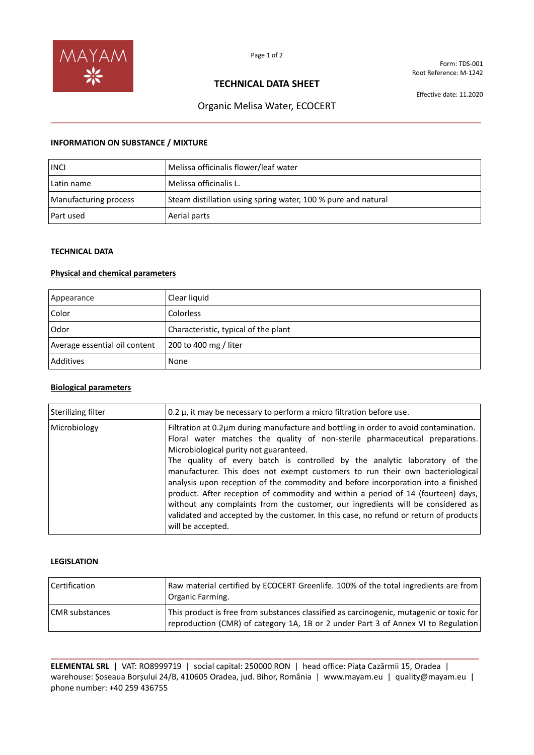MAYAM

Form: TDS-001
Root Reference: M-1242

# TECHNICAL DATA SHEET

Effective date: 11.2020

## Organic Melisa Water, ECOCERT

### INFORMATION ON SUBSTANCE / MIXTURE

| INCI | Melissa officinalis flower/leaf water |
|---|---|
| Latin name | Melissa officinalis L. |
| Manufacturing process | Steam distillation using spring water, 100 % pure and natural |
| Part used | Aerial parts |

### TECHNICAL DATA

**Physical and chemical parameters**

| Appearance | Clear liquid |
|---|---|
| Color | Colorless |
| Odor | Characteristic, typical of the plant |
| Average essential oil content | 200 to 400 mg / liter |
| Additives | None |

**Biological parameters**

| Sterilizing filter | 0.2 μ, it may be necessary to perform a micro filtration before use. |
|---|---|
| Microbiology | Filtration at 0.2μm during manufacture and bottling in order to avoid contamination. Floral water matches the quality of non-sterile pharmaceutical preparations. Microbiological purity not guaranteed.<br>The quality of every batch is controlled by the analytic laboratory of the manufacturer. This does not exempt customers to run their own bacteriological analysis upon reception of the commodity and before incorporation into a finished product. After reception of commodity and within a period of 14 (fourteen) days, without any complaints from the customer, our ingredients will be considered as validated and accepted by the customer. In this case, no refund or return of products will be accepted. |

### LEGISLATION

| Certification | Raw material certified by ECOCERT Greenlife. 100% of the total ingredients are from Organic Farming. |
|---|---|
| CMR substances | This product is free from substances classified as carcinogenic, mutagenic or toxic for reproduction (CMR) of category 1A, 1B or 2 under Part 3 of Annex VI to Regulation |

**ELEMENTAL SRL** | VAT: RO8999719 | social capital: 250000 RON | head office: Piața Cazărmii 15, Oradea | warehouse: Șoseaua Borșului 24/B, 410605 Oradea, jud. Bihor, România | www.mayam.eu | quality@mayam.eu | phone number: +40 259 436755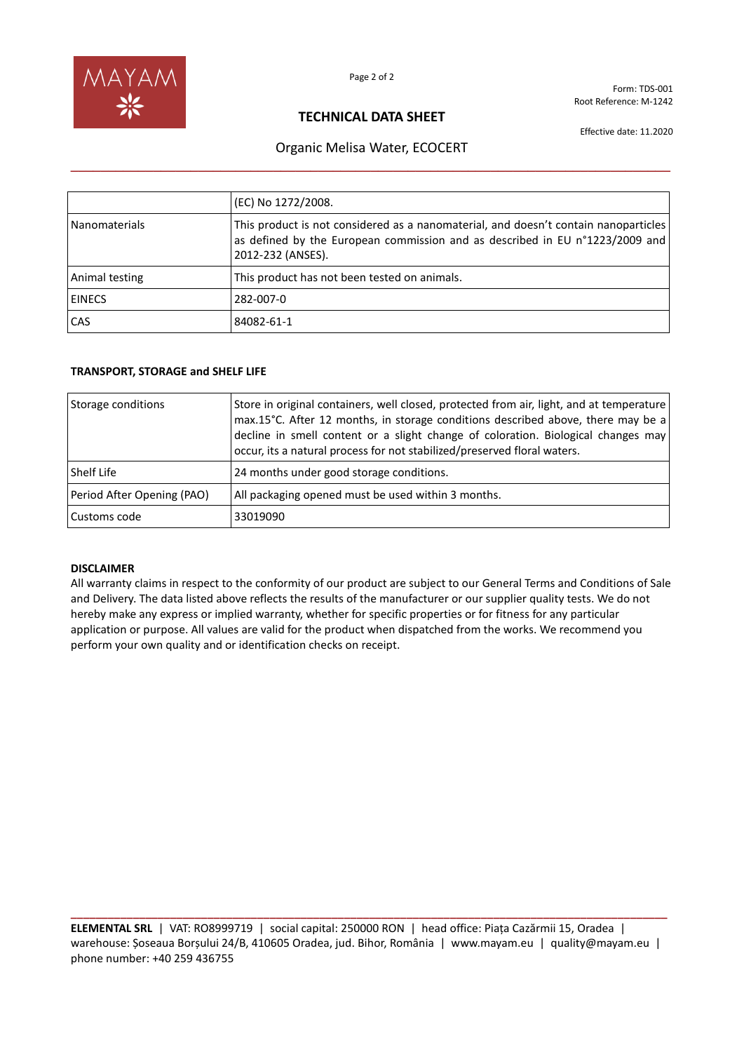| | |
|---|---|
| | (EC) No 1272/2008. |
| Nanomaterials | This product is not considered as a nanomaterial, and doesn't contain nanoparticles as defined by the European commission and as described in EU n°1223/2009 and 2012-232 (ANSES). |
| Animal testing | This product has not been tested on animals. |
| EINECS | 282-007-0 |
| CAS | 84082-61-1 |

**TRANSPORT, STORAGE and SHELF LIFE**

| | |
|---|---|
| Storage conditions | Store in original containers, well closed, protected from air, light, and at temperature max.15°C. After 12 months, in storage conditions described above, there may be a decline in smell content or a slight change of coloration. Biological changes may occur, its a natural process for not stabilized/preserved floral waters. |
| Shelf Life | 24 months under good storage conditions. |
| Period After Opening (PAO) | All packaging opened must be used within 3 months. |
| Customs code | 33019090 |

**DISCLAIMER**

All warranty claims in respect to the conformity of our product are subject to our General Terms and Conditions of Sale and Delivery. The data listed above reflects the results of the manufacturer or our supplier quality tests. We do not hereby make any express or implied warranty, whether for specific properties or for fitness for any particular application or purpose. All values are valid for the product when dispatched from the works. We recommend you perform your own quality and or identification checks on receipt.